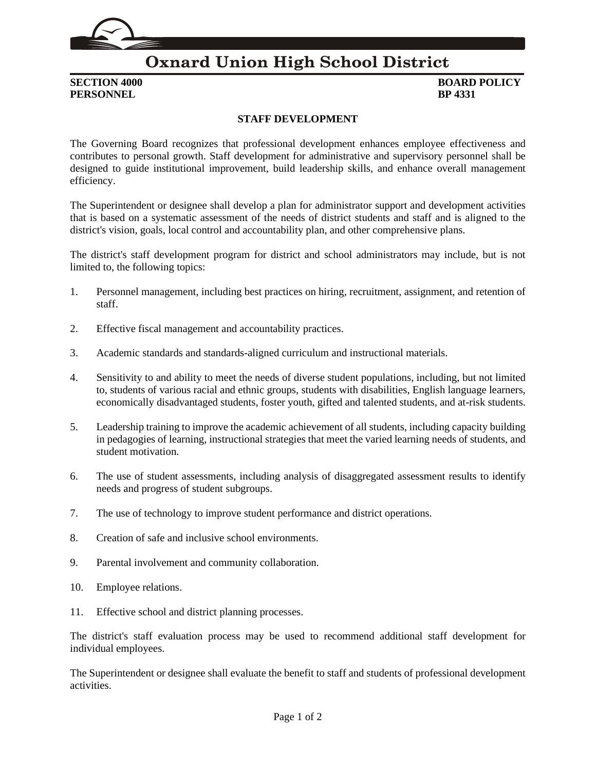# Oxnard Union High School District

**SECTION 4000** **BOARD POLICY**
**PERSONNEL** **BP 4331**

## STAFF DEVELOPMENT

The Governing Board recognizes that professional development enhances employee effectiveness and contributes to personal growth. Staff development for administrative and supervisory personnel shall be designed to guide institutional improvement, build leadership skills, and enhance overall management efficiency.

The Superintendent or designee shall develop a plan for administrator support and development activities that is based on a systematic assessment of the needs of district students and staff and is aligned to the district's vision, goals, local control and accountability plan, and other comprehensive plans.

The district's staff development program for district and school administrators may include, but is not limited to, the following topics:

1. Personnel management, including best practices on hiring, recruitment, assignment, and retention of staff.

2. Effective fiscal management and accountability practices.

3. Academic standards and standards-aligned curriculum and instructional materials.

4. Sensitivity to and ability to meet the needs of diverse student populations, including, but not limited to, students of various racial and ethnic groups, students with disabilities, English language learners, economically disadvantaged students, foster youth, gifted and talented students, and at-risk students.

5. Leadership training to improve the academic achievement of all students, including capacity building in pedagogies of learning, instructional strategies that meet the varied learning needs of students, and student motivation.

6. The use of student assessments, including analysis of disaggregated assessment results to identify needs and progress of student subgroups.

7. The use of technology to improve student performance and district operations.

8. Creation of safe and inclusive school environments.

9. Parental involvement and community collaboration.

10. Employee relations.

11. Effective school and district planning processes.

The district's staff evaluation process may be used to recommend additional staff development for individual employees.

The Superintendent or designee shall evaluate the benefit to staff and students of professional development activities.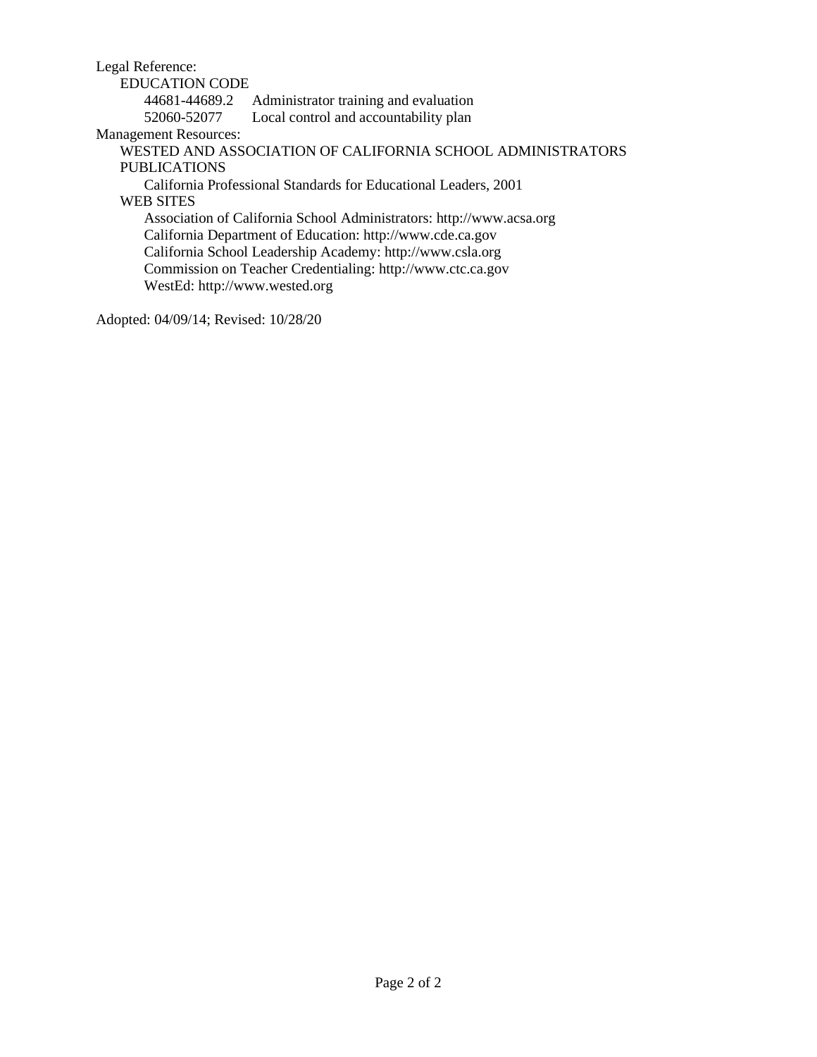Legal Reference:

EDUCATION CODE

44681-44689.2 Administrator training and evaluation

52060-52077 Local control and accountability plan

Management Resources:

WESTED AND ASSOCIATION OF CALIFORNIA SCHOOL ADMINISTRATORS PUBLICATIONS

California Professional Standards for Educational Leaders, 2001

WEB SITES

Association of California School Administrators: http://www.acsa.org

California Department of Education: http://www.cde.ca.gov

California School Leadership Academy: http://www.csla.org

Commission on Teacher Credentialing: http://www.ctc.ca.gov

WestEd: http://www.wested.org

Adopted: 04/09/14; Revised: 10/28/20